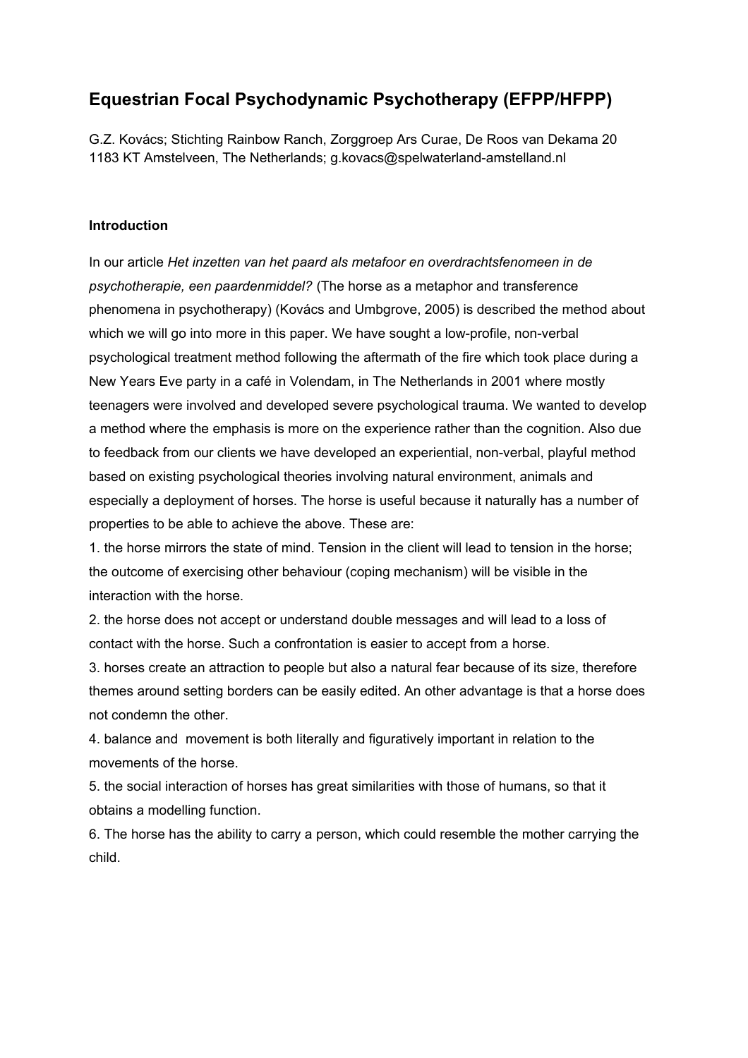# Equestrian Focal Psychodynamic Psychotherapy (EFPP/HFPP)

G.Z. Kovács; Stichting Rainbow Ranch, Zorggroep Ars Curae, De Roos van Dekama 20
1183 KT Amstelveen, The Netherlands; g.kovacs@spelwaterland-amstelland.nl

### Introduction

In our article *Het inzetten van het paard als metafoor en overdrachtsfenomeen in de psychotherapie, een paardenmiddel?* (The horse as a metaphor and transference phenomena in psychotherapy) (Kovács and Umbgrove, 2005) is described the method about which we will go into more in this paper. We have sought a low-profile, non-verbal psychological treatment method following the aftermath of the fire which took place during a New Years Eve party in a café in Volendam, in The Netherlands in 2001 where mostly teenagers were involved and developed severe psychological trauma. We wanted to develop a method where the emphasis is more on the experience rather than the cognition. Also due to feedback from our clients we have developed an experiential, non-verbal, playful method based on existing psychological theories involving natural environment, animals and especially a deployment of horses. The horse is useful because it naturally has a number of properties to be able to achieve the above. These are:

1. the horse mirrors the state of mind. Tension in the client will lead to tension in the horse; the outcome of exercising other behaviour (coping mechanism) will be visible in the interaction with the horse.
2. the horse does not accept or understand double messages and will lead to a loss of contact with the horse. Such a confrontation is easier to accept from a horse.
3. horses create an attraction to people but also a natural fear because of its size, therefore themes around setting borders can be easily edited. An other advantage is that a horse does not condemn the other.
4. balance and movement is both literally and figuratively important in relation to the movements of the horse.
5. the social interaction of horses has great similarities with those of humans, so that it obtains a modelling function.
6. The horse has the ability to carry a person, which could resemble the mother carrying the child.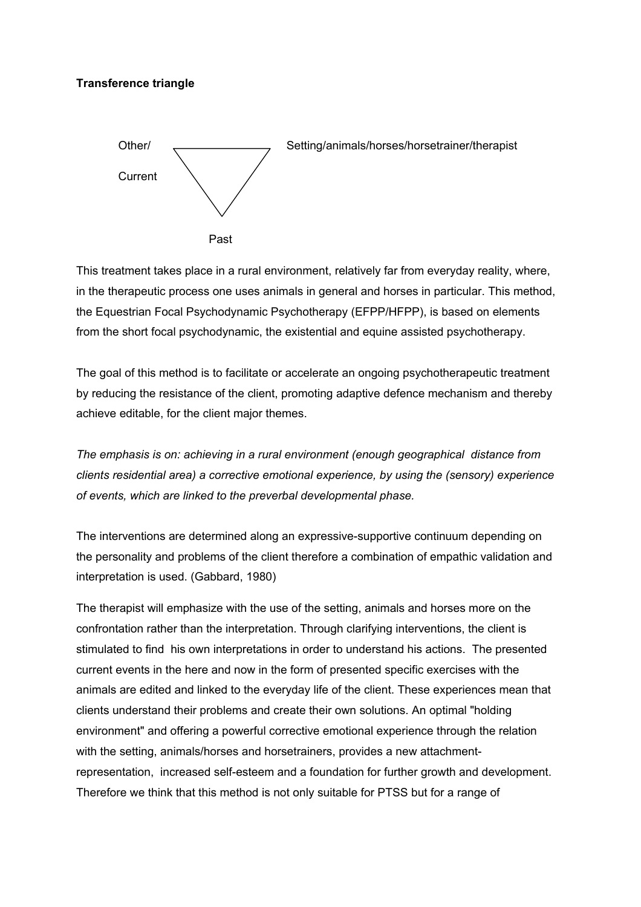**Transference triangle**

Other/ Current — Setting/animals/horses/horsetrainer/therapist

Past

This treatment takes place in a rural environment, relatively far from everyday reality, where, in the therapeutic process one uses animals in general and horses in particular. This method, the Equestrian Focal Psychodynamic Psychotherapy (EFPP/HFPP), is based on elements from the short focal psychodynamic, the existential and equine assisted psychotherapy.

The goal of this method is to facilitate or accelerate an ongoing psychotherapeutic treatment by reducing the resistance of the client, promoting adaptive defence mechanism and thereby achieve editable, for the client major themes.

*The emphasis is on: achieving in a rural environment (enough geographical distance from clients residential area) a corrective emotional experience, by using the (sensory) experience of events, which are linked to the preverbal developmental phase.*

The interventions are determined along an expressive-supportive continuum depending on the personality and problems of the client therefore a combination of empathic validation and interpretation is used. (Gabbard, 1980)

The therapist will emphasize with the use of the setting, animals and horses more on the confrontation rather than the interpretation. Through clarifying interventions, the client is stimulated to find his own interpretations in order to understand his actions. The presented current events in the here and now in the form of presented specific exercises with the animals are edited and linked to the everyday life of the client. These experiences mean that clients understand their problems and create their own solutions. An optimal "holding environment" and offering a powerful corrective emotional experience through the relation with the setting, animals/horses and horsetrainers, provides a new attachment-representation, increased self-esteem and a foundation for further growth and development. Therefore we think that this method is not only suitable for PTSS but for a range of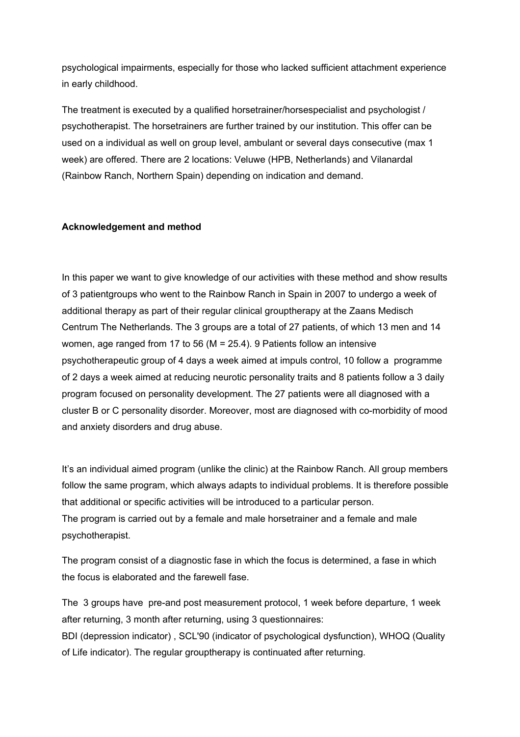psychological impairments, especially for those who lacked sufficient attachment experience in early childhood.

The treatment is executed by a qualified horsetrainer/horsespecialist and psychologist / psychotherapist. The horsetrainers are further trained by our institution. This offer can be used on a individual as well on group level, ambulant or several days consecutive (max 1 week) are offered. There are 2 locations: Veluwe (HPB, Netherlands) and Vilanardal (Rainbow Ranch, Northern Spain) depending on indication and demand.

**Acknowledgement and method**

In this paper we want to give knowledge of our activities with these method and show results of 3 patientgroups who went to the Rainbow Ranch in Spain in 2007 to undergo a week of additional therapy as part of their regular clinical grouptherapy at the Zaans Medisch Centrum The Netherlands. The 3 groups are a total of 27 patients, of which 13 men and 14 women, age ranged from 17 to 56 (M = 25.4). 9 Patients follow an intensive psychotherapeutic group of 4 days a week aimed at impuls control, 10 follow a programme of 2 days a week aimed at reducing neurotic personality traits and 8 patients follow a 3 daily program focused on personality development. The 27 patients were all diagnosed with a cluster B or C personality disorder. Moreover, most are diagnosed with co-morbidity of mood and anxiety disorders and drug abuse.

It's an individual aimed program (unlike the clinic) at the Rainbow Ranch. All group members follow the same program, which always adapts to individual problems. It is therefore possible that additional or specific activities will be introduced to a particular person.
The program is carried out by a female and male horsetrainer and a female and male psychotherapist.

The program consist of a diagnostic fase in which the focus is determined, a fase in which the focus is elaborated and the farewell fase.

The 3 groups have pre-and post measurement protocol, 1 week before departure, 1 week after returning, 3 month after returning, using 3 questionnaires:
BDI (depression indicator) , SCL'90 (indicator of psychological dysfunction), WHOQ (Quality of Life indicator). The regular grouptherapy is continuated after returning.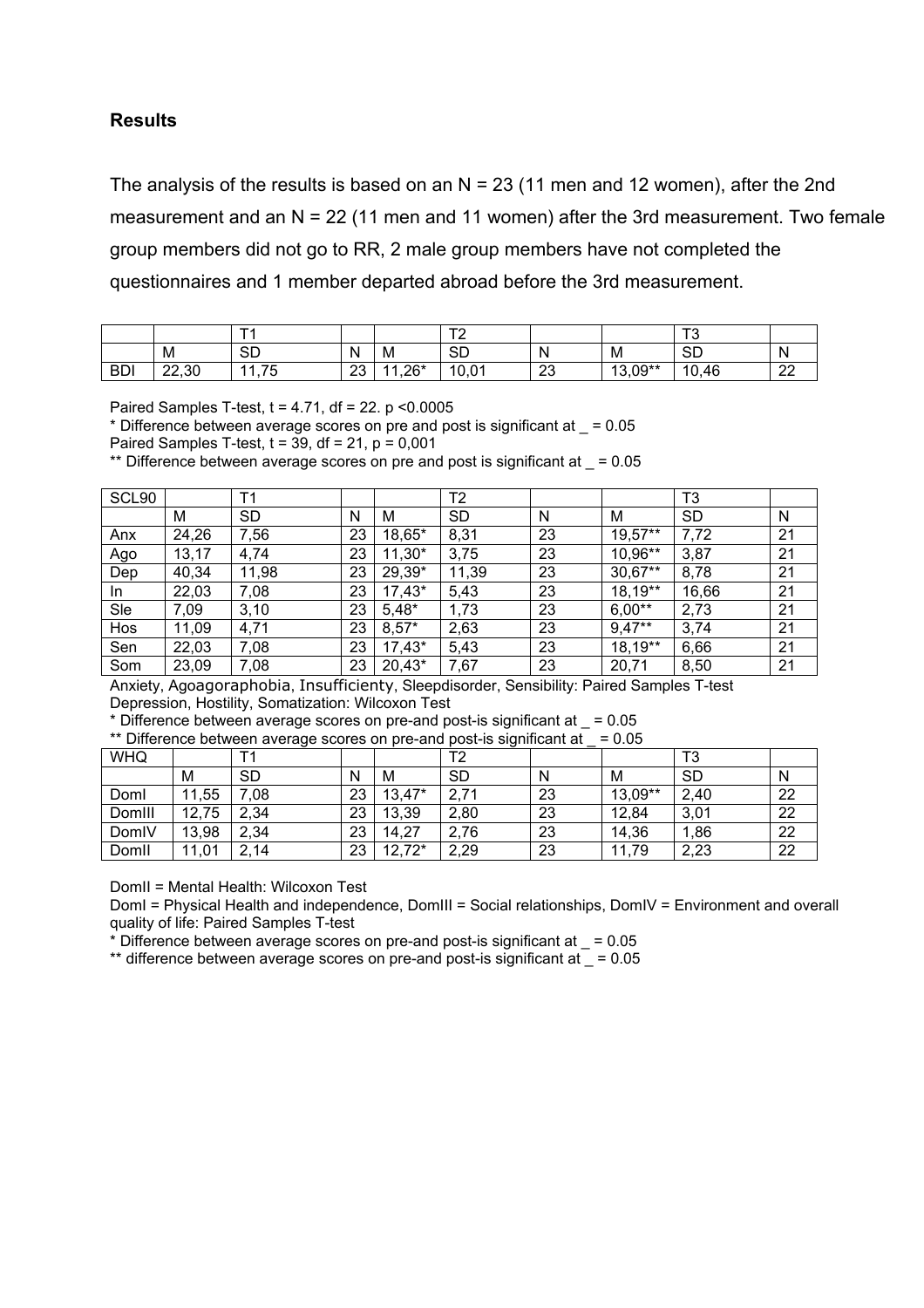**Results**

The analysis of the results is based on an N = 23 (11 men and 12 women), after the 2nd measurement and an N = 22 (11 men and 11 women) after the 3rd measurement. Two female group members did not go to RR, 2 male group members have not completed the questionnaires and 1 member departed abroad before the 3rd measurement.

| | | T1 | | | T2 | | | T3 | |
|---|---|---|---|---|---|---|---|---|---|
| | M | SD | N | M | SD | N | M | SD | N |
| BDI | 22,30 | 11,75 | 23 | 11,26* | 10,01 | 23 | 13,09** | 10,46 | 22 |

Paired Samples T-test, t = 4.71, df = 22. p <0.0005

* Difference between average scores on pre and post is significant at _ = 0.05

Paired Samples T-test, t = 39, df = 21, p = 0,001

** Difference between average scores on pre and post is significant at _ = 0.05

| SCL90 | | T1 | | | T2 | | | T3 | |
|---|---|---|---|---|---|---|---|---|---|
| | M | SD | N | M | SD | N | M | SD | N |
| Anx | 24,26 | 7,56 | 23 | 18,65* | 8,31 | 23 | 19,57** | 7,72 | 21 |
| Ago | 13,17 | 4,74 | 23 | 11,30* | 3,75 | 23 | 10,96** | 3,87 | 21 |
| Dep | 40,34 | 11,98 | 23 | 29,39* | 11,39 | 23 | 30,67** | 8,78 | 21 |
| In | 22,03 | 7,08 | 23 | 17,43* | 5,43 | 23 | 18,19** | 16,66 | 21 |
| Sle | 7,09 | 3,10 | 23 | 5,48* | 1,73 | 23 | 6,00** | 2,73 | 21 |
| Hos | 11,09 | 4,71 | 23 | 8,57* | 2,63 | 23 | 9,47** | 3,74 | 21 |
| Sen | 22,03 | 7,08 | 23 | 17,43* | 5,43 | 23 | 18,19** | 6,66 | 21 |
| Som | 23,09 | 7,08 | 23 | 20,43* | 7,67 | 23 | 20,71 | 8,50 | 21 |

Anxiety, Agoagoraphobia, Insufficienty, Sleepdisorder, Sensibility: Paired Samples T-test

Depression, Hostility, Somatization: Wilcoxon Test

* Difference between average scores on pre-and post-is significant at _ = 0.05

** Difference between average scores on pre-and post-is significant at _ = 0.05

| WHQ | | T1 | | | T2 | | | T3 | |
|---|---|---|---|---|---|---|---|---|---|
| | M | SD | N | M | SD | N | M | SD | N |
| DomI | 11,55 | 7,08 | 23 | 13,47* | 2,71 | 23 | 13,09** | 2,40 | 22 |
| DomIII | 12,75 | 2,34 | 23 | 13,39 | 2,80 | 23 | 12,84 | 3,01 | 22 |
| DomIV | 13,98 | 2,34 | 23 | 14,27 | 2,76 | 23 | 14,36 | 1,86 | 22 |
| DomII | 11,01 | 2,14 | 23 | 12,72* | 2,29 | 23 | 11,79 | 2,23 | 22 |

DomII = Mental Health: Wilcoxon Test

DomI = Physical Health and independence, DomIII = Social relationships, DomIV = Environment and overall quality of life: Paired Samples T-test

* Difference between average scores on pre-and post-is significant at _ = 0.05

** difference between average scores on pre-and post-is significant at _ = 0.05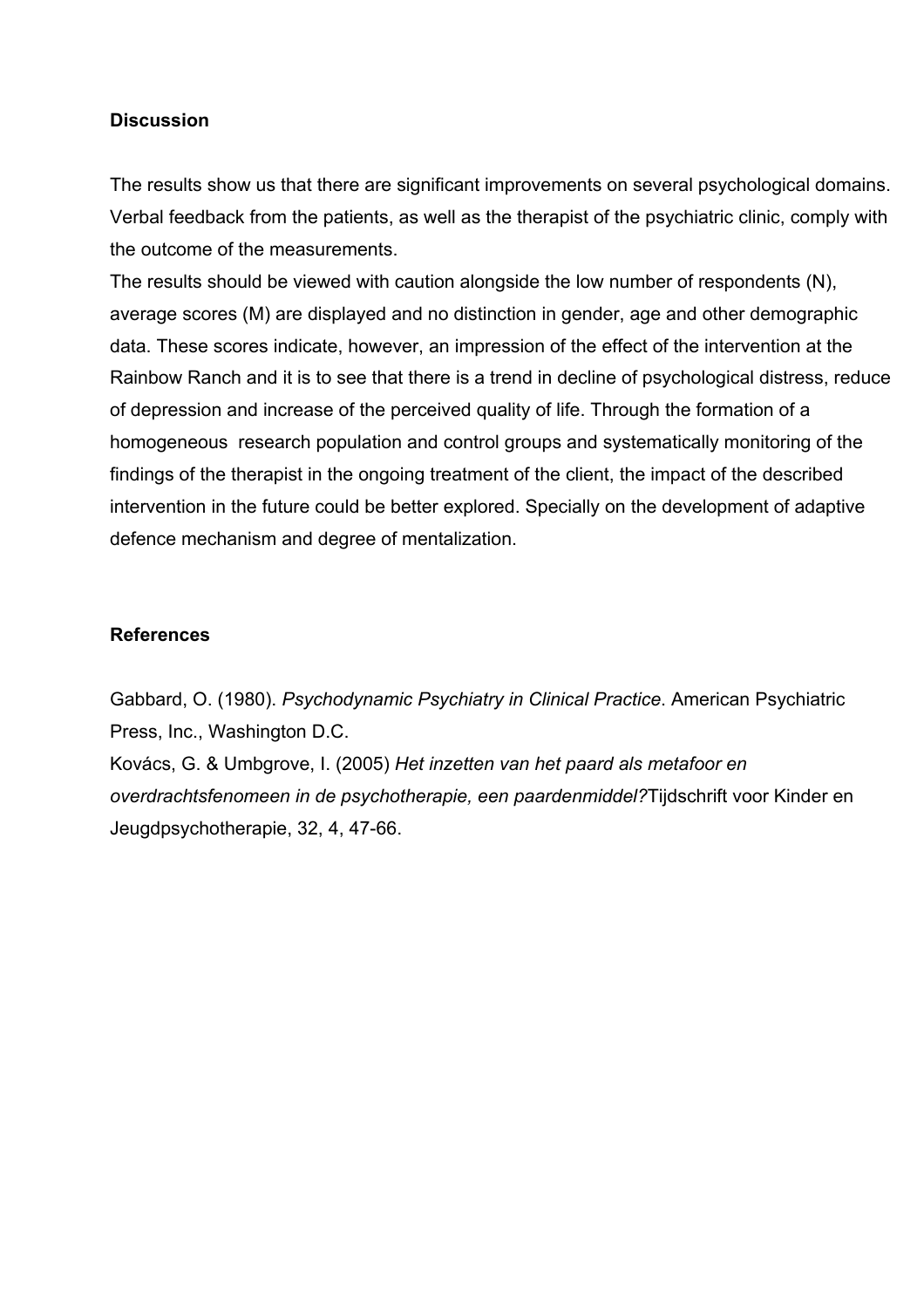**Discussion**

The results show us that there are significant improvements on several psychological domains. Verbal feedback from the patients, as well as the therapist of the psychiatric clinic, comply with the outcome of the measurements.

The results should be viewed with caution alongside the low number of respondents (N), average scores (M) are displayed and no distinction in gender, age and other demographic data. These scores indicate, however, an impression of the effect of the intervention at the Rainbow Ranch and it is to see that there is a trend in decline of psychological distress, reduce of depression and increase of the perceived quality of life. Through the formation of a homogeneous research population and control groups and systematically monitoring of the findings of the therapist in the ongoing treatment of the client, the impact of the described intervention in the future could be better explored. Specially on the development of adaptive defence mechanism and degree of mentalization.

**References**

Gabbard, O. (1980). *Psychodynamic Psychiatry in Clinical Practice*. American Psychiatric Press, Inc., Washington D.C.

Kovács, G. & Umbgrove, I. (2005) *Het inzetten van het paard als metafoor en overdrachtsfenomeen in de psychotherapie, een paardenmiddel?*Tijdschrift voor Kinder en Jeugdpsychotherapie, 32, 4, 47-66.